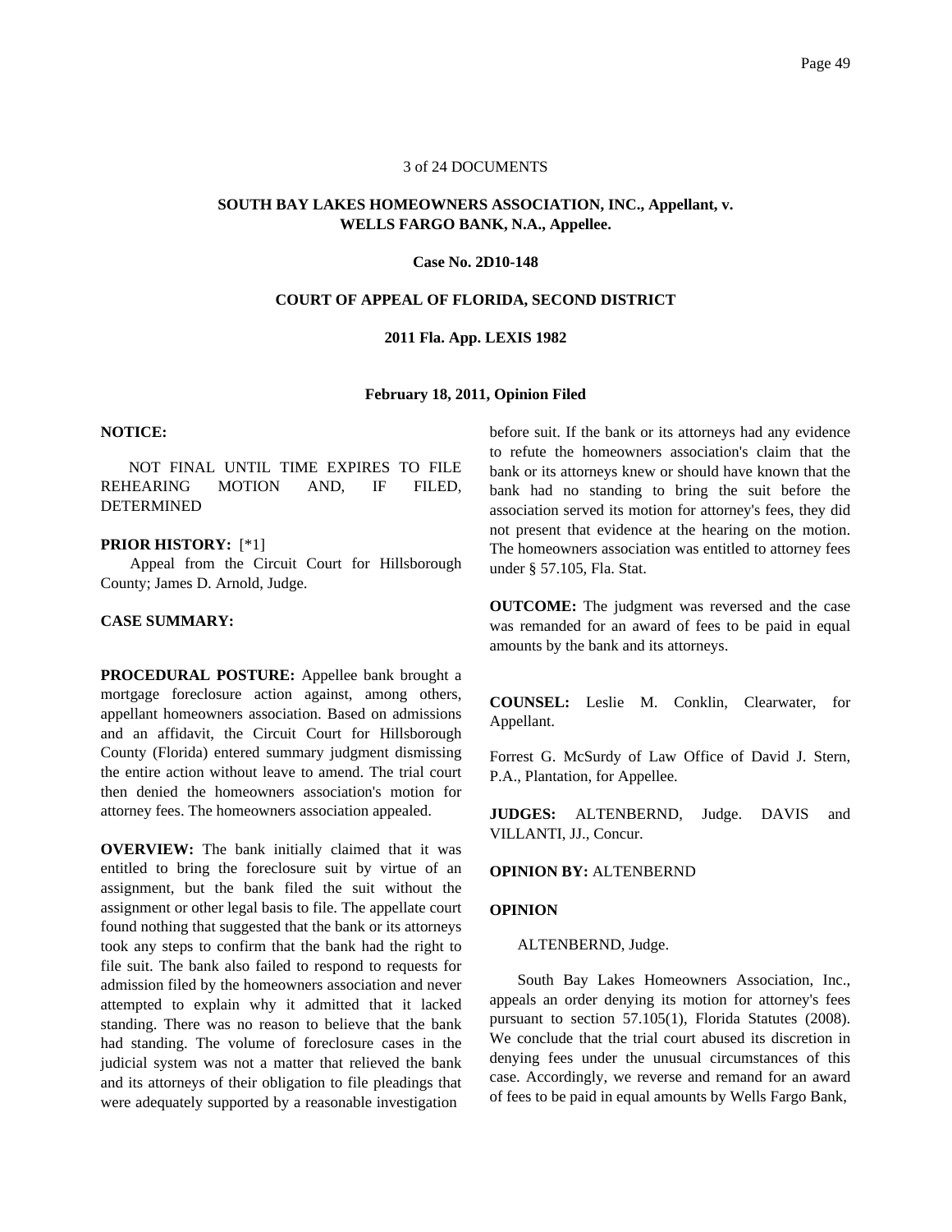3 of 24 DOCUMENTS

**SOUTH BAY LAKES HOMEOWNERS ASSOCIATION, INC., Appellant, v. WELLS FARGO BANK, N.A., Appellee.**

**Case No. 2D10-148**

**COURT OF APPEAL OF FLORIDA, SECOND DISTRICT**

**2011 Fla. App. LEXIS 1982**

**February 18, 2011, Opinion Filed**

**NOTICE:**

NOT FINAL UNTIL TIME EXPIRES TO FILE REHEARING MOTION AND, IF FILED, DETERMINED

**PRIOR HISTORY:** [*1]

Appeal from the Circuit Court for Hillsborough County; James D. Arnold, Judge.

**CASE SUMMARY:**

**PROCEDURAL POSTURE:** Appellee bank brought a mortgage foreclosure action against, among others, appellant homeowners association. Based on admissions and an affidavit, the Circuit Court for Hillsborough County (Florida) entered summary judgment dismissing the entire action without leave to amend. The trial court then denied the homeowners association's motion for attorney fees. The homeowners association appealed.

**OVERVIEW:** The bank initially claimed that it was entitled to bring the foreclosure suit by virtue of an assignment, but the bank filed the suit without the assignment or other legal basis to file. The appellate court found nothing that suggested that the bank or its attorneys took any steps to confirm that the bank had the right to file suit. The bank also failed to respond to requests for admission filed by the homeowners association and never attempted to explain why it admitted that it lacked standing. There was no reason to believe that the bank had standing. The volume of foreclosure cases in the judicial system was not a matter that relieved the bank and its attorneys of their obligation to file pleadings that were adequately supported by a reasonable investigation before suit. If the bank or its attorneys had any evidence to refute the homeowners association's claim that the bank or its attorneys knew or should have known that the bank had no standing to bring the suit before the association served its motion for attorney's fees, they did not present that evidence at the hearing on the motion. The homeowners association was entitled to attorney fees under § 57.105, Fla. Stat.

**OUTCOME:** The judgment was reversed and the case was remanded for an award of fees to be paid in equal amounts by the bank and its attorneys.

**COUNSEL:** Leslie M. Conklin, Clearwater, for Appellant.

Forrest G. McSurdy of Law Office of David J. Stern, P.A., Plantation, for Appellee.

**JUDGES:** ALTENBERND, Judge. DAVIS and VILLANTI, JJ., Concur.

**OPINION BY:** ALTENBERND

**OPINION**

ALTENBERND, Judge.

South Bay Lakes Homeowners Association, Inc., appeals an order denying its motion for attorney's fees pursuant to section 57.105(1), Florida Statutes (2008). We conclude that the trial court abused its discretion in denying fees under the unusual circumstances of this case. Accordingly, we reverse and remand for an award of fees to be paid in equal amounts by Wells Fargo Bank,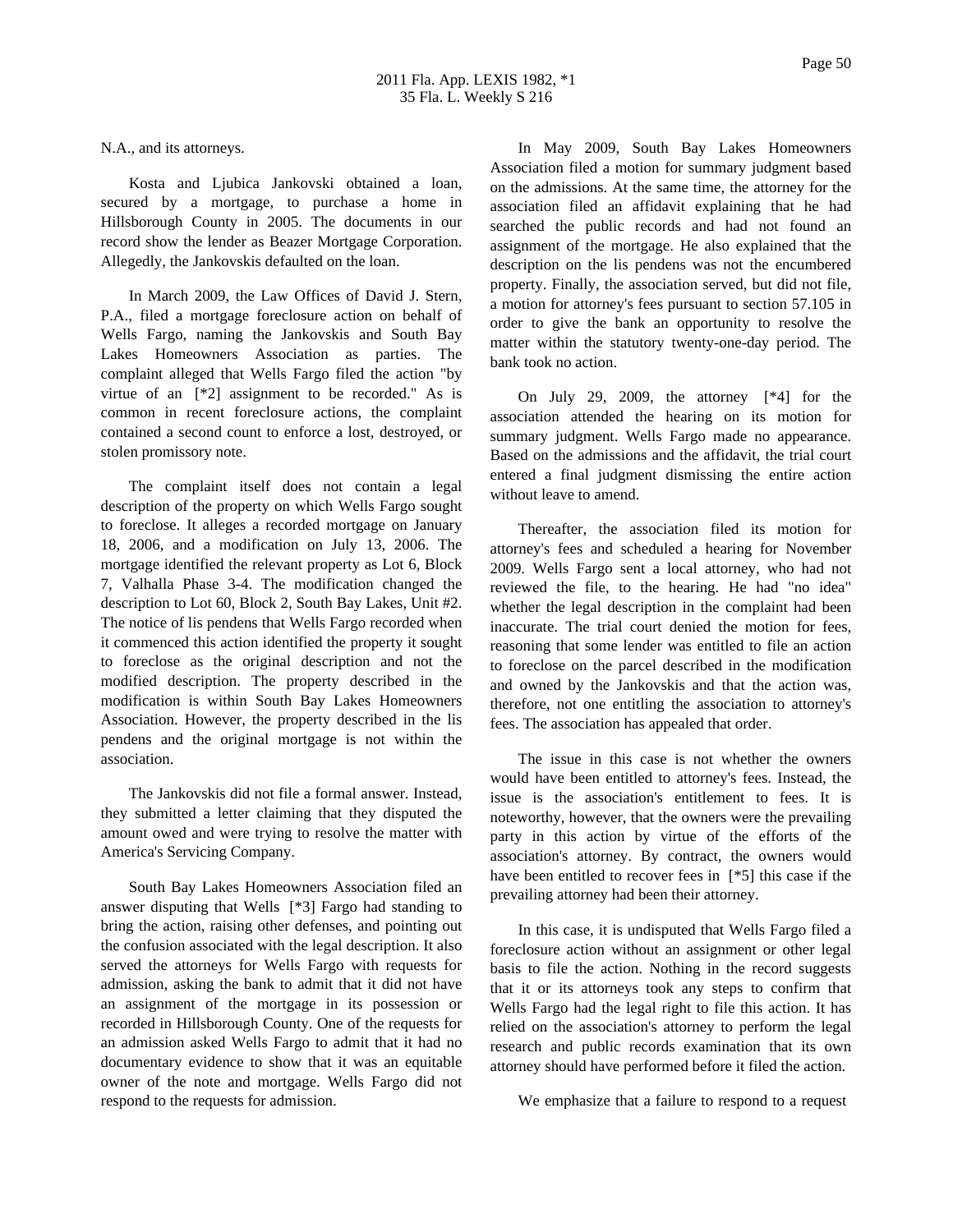N.A., and its attorneys.

Kosta and Ljubica Jankovski obtained a loan, secured by a mortgage, to purchase a home in Hillsborough County in 2005. The documents in our record show the lender as Beazer Mortgage Corporation. Allegedly, the Jankovskis defaulted on the loan.

In March 2009, the Law Offices of David J. Stern, P.A., filed a mortgage foreclosure action on behalf of Wells Fargo, naming the Jankovskis and South Bay Lakes Homeowners Association as parties. The complaint alleged that Wells Fargo filed the action "by virtue of an [*2] assignment to be recorded." As is common in recent foreclosure actions, the complaint contained a second count to enforce a lost, destroyed, or stolen promissory note.

The complaint itself does not contain a legal description of the property on which Wells Fargo sought to foreclose. It alleges a recorded mortgage on January 18, 2006, and a modification on July 13, 2006. The mortgage identified the relevant property as Lot 6, Block 7, Valhalla Phase 3-4. The modification changed the description to Lot 60, Block 2, South Bay Lakes, Unit #2. The notice of lis pendens that Wells Fargo recorded when it commenced this action identified the property it sought to foreclose as the original description and not the modified description. The property described in the modification is within South Bay Lakes Homeowners Association. However, the property described in the lis pendens and the original mortgage is not within the association.

The Jankovskis did not file a formal answer. Instead, they submitted a letter claiming that they disputed the amount owed and were trying to resolve the matter with America's Servicing Company.

South Bay Lakes Homeowners Association filed an answer disputing that Wells [*3] Fargo had standing to bring the action, raising other defenses, and pointing out the confusion associated with the legal description. It also served the attorneys for Wells Fargo with requests for admission, asking the bank to admit that it did not have an assignment of the mortgage in its possession or recorded in Hillsborough County. One of the requests for an admission asked Wells Fargo to admit that it had no documentary evidence to show that it was an equitable owner of the note and mortgage. Wells Fargo did not respond to the requests for admission.

In May 2009, South Bay Lakes Homeowners Association filed a motion for summary judgment based on the admissions. At the same time, the attorney for the association filed an affidavit explaining that he had searched the public records and had not found an assignment of the mortgage. He also explained that the description on the lis pendens was not the encumbered property. Finally, the association served, but did not file, a motion for attorney's fees pursuant to section 57.105 in order to give the bank an opportunity to resolve the matter within the statutory twenty-one-day period. The bank took no action.

On July 29, 2009, the attorney [*4] for the association attended the hearing on its motion for summary judgment. Wells Fargo made no appearance. Based on the admissions and the affidavit, the trial court entered a final judgment dismissing the entire action without leave to amend.

Thereafter, the association filed its motion for attorney's fees and scheduled a hearing for November 2009. Wells Fargo sent a local attorney, who had not reviewed the file, to the hearing. He had "no idea" whether the legal description in the complaint had been inaccurate. The trial court denied the motion for fees, reasoning that some lender was entitled to file an action to foreclose on the parcel described in the modification and owned by the Jankovskis and that the action was, therefore, not one entitling the association to attorney's fees. The association has appealed that order.

The issue in this case is not whether the owners would have been entitled to attorney's fees. Instead, the issue is the association's entitlement to fees. It is noteworthy, however, that the owners were the prevailing party in this action by virtue of the efforts of the association's attorney. By contract, the owners would have been entitled to recover fees in [*5] this case if the prevailing attorney had been their attorney.

In this case, it is undisputed that Wells Fargo filed a foreclosure action without an assignment or other legal basis to file the action. Nothing in the record suggests that it or its attorneys took any steps to confirm that Wells Fargo had the legal right to file this action. It has relied on the association's attorney to perform the legal research and public records examination that its own attorney should have performed before it filed the action.

We emphasize that a failure to respond to a request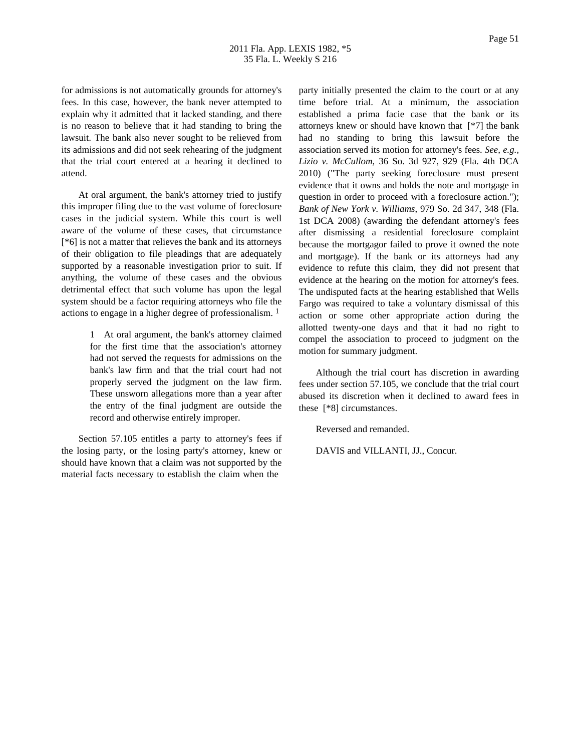for admissions is not automatically grounds for attorney's fees. In this case, however, the bank never attempted to explain why it admitted that it lacked standing, and there is no reason to believe that it had standing to bring the lawsuit. The bank also never sought to be relieved from its admissions and did not seek rehearing of the judgment that the trial court entered at a hearing it declined to attend.

At oral argument, the bank's attorney tried to justify this improper filing due to the vast volume of foreclosure cases in the judicial system. While this court is well aware of the volume of these cases, that circumstance [*6] is not a matter that relieves the bank and its attorneys of their obligation to file pleadings that are adequately supported by a reasonable investigation prior to suit. If anything, the volume of these cases and the obvious detrimental effect that such volume has upon the legal system should be a factor requiring attorneys who file the actions to engage in a higher degree of professionalism. [1]

> 1 At oral argument, the bank's attorney claimed for the first time that the association's attorney had not served the requests for admissions on the bank's law firm and that the trial court had not properly served the judgment on the law firm. These unsworn allegations more than a year after the entry of the final judgment are outside the record and otherwise entirely improper.

Section 57.105 entitles a party to attorney's fees if the losing party, or the losing party's attorney, knew or should have known that a claim was not supported by the material facts necessary to establish the claim when the party initially presented the claim to the court or at any time before trial. At a minimum, the association established a prima facie case that the bank or its attorneys knew or should have known that [*7] the bank had no standing to bring this lawsuit before the association served its motion for attorney's fees. *See, e.g.*, *Lizio v. McCullom*, 36 So. 3d 927, 929 (Fla. 4th DCA 2010) ("The party seeking foreclosure must present evidence that it owns and holds the note and mortgage in question in order to proceed with a foreclosure action."); *Bank of New York v. Williams*, 979 So. 2d 347, 348 (Fla. 1st DCA 2008) (awarding the defendant attorney's fees after dismissing a residential foreclosure complaint because the mortgagor failed to prove it owned the note and mortgage). If the bank or its attorneys had any evidence to refute this claim, they did not present that evidence at the hearing on the motion for attorney's fees. The undisputed facts at the hearing established that Wells Fargo was required to take a voluntary dismissal of this action or some other appropriate action during the allotted twenty-one days and that it had no right to compel the association to proceed to judgment on the motion for summary judgment.

Although the trial court has discretion in awarding fees under section 57.105, we conclude that the trial court abused its discretion when it declined to award fees in these [*8] circumstances.

Reversed and remanded.

DAVIS and VILLANTI, JJ., Concur.